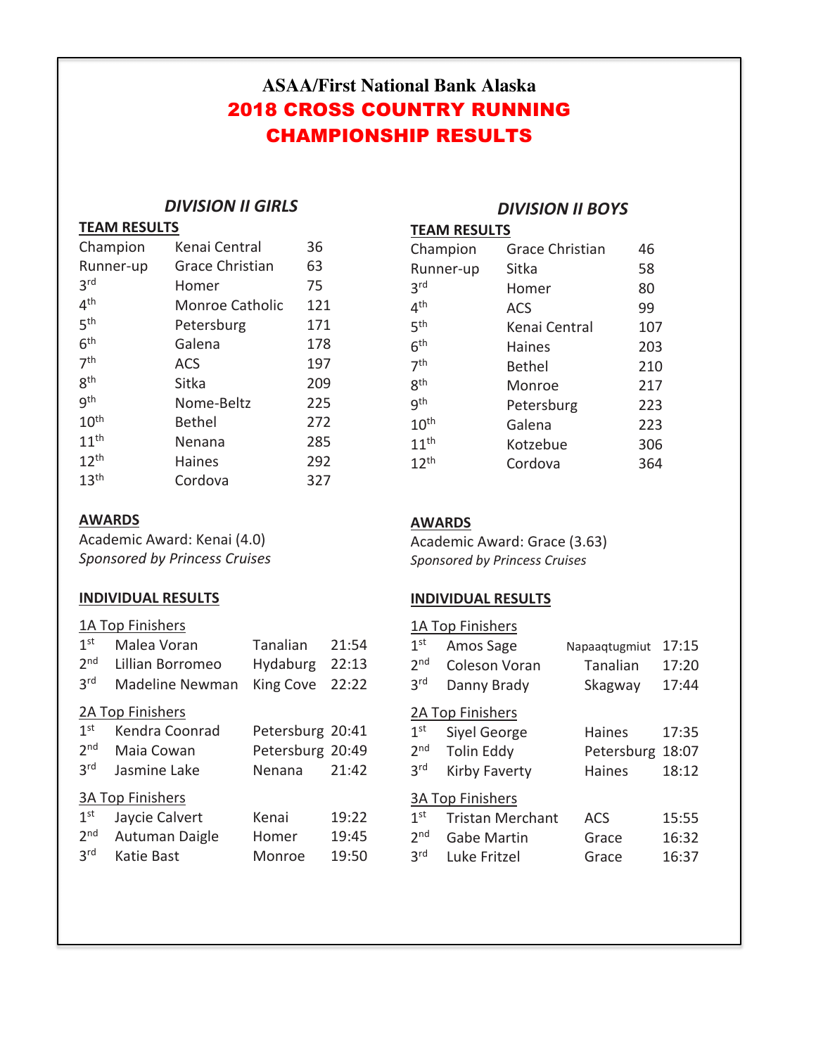# ASAA/First National Bank Alaska

## 2018 CROSS COUNTRY RUNNING CHAMPIONSHIP RESULTS

### *DIVISION II GIRLS*

**TEAM RESULTS**

| Place | Team | Score |
|---|---|---|
| Champion | Kenai Central | 36 |
| Runner-up | Grace Christian | 63 |
| 3rd | Homer | 75 |
| 4th | Monroe Catholic | 121 |
| 5th | Petersburg | 171 |
| 6th | Galena | 178 |
| 7th | ACS | 197 |
| 8th | Sitka | 209 |
| 9th | Nome-Beltz | 225 |
| 10th | Bethel | 272 |
| 11th | Nenana | 285 |
| 12th | Haines | 292 |
| 13th | Cordova | 327 |

**AWARDS**

Academic Award: Kenai (4.0)
*Sponsored by Princess Cruises*

**INDIVIDUAL RESULTS**

1A Top Finishers

| Place | Name | School | Time |
|---|---|---|---|
| 1st | Malea Voran | Tanalian | 21:54 |
| 2nd | Lillian Borromeo | Hydaburg | 22:13 |
| 3rd | Madeline Newman | King Cove | 22:22 |

2A Top Finishers

| Place | Name | School | Time |
|---|---|---|---|
| 1st | Kendra Coonrad | Petersburg | 20:41 |
| 2nd | Maia Cowan | Petersburg | 20:49 |
| 3rd | Jasmine Lake | Nenana | 21:42 |

3A Top Finishers

| Place | Name | School | Time |
|---|---|---|---|
| 1st | Jaycie Calvert | Kenai | 19:22 |
| 2nd | Autuman Daigle | Homer | 19:45 |
| 3rd | Katie Bast | Monroe | 19:50 |

### *DIVISION II BOYS*

**TEAM RESULTS**

| Place | Team | Score |
|---|---|---|
| Champion | Grace Christian | 46 |
| Runner-up | Sitka | 58 |
| 3rd | Homer | 80 |
| 4th | ACS | 99 |
| 5th | Kenai Central | 107 |
| 6th | Haines | 203 |
| 7th | Bethel | 210 |
| 8th | Monroe | 217 |
| 9th | Petersburg | 223 |
| 10th | Galena | 223 |
| 11th | Kotzebue | 306 |
| 12th | Cordova | 364 |

**AWARDS**

Academic Award: Grace (3.63)
*Sponsored by Princess Cruises*

**INDIVIDUAL RESULTS**

1A Top Finishers

| Place | Name | School | Time |
|---|---|---|---|
| 1st | Amos Sage | Napaaqtugmiut | 17:15 |
| 2nd | Coleson Voran | Tanalian | 17:20 |
| 3rd | Danny Brady | Skagway | 17:44 |

2A Top Finishers

| Place | Name | School | Time |
|---|---|---|---|
| 1st | Siyel George | Haines | 17:35 |
| 2nd | Tolin Eddy | Petersburg | 18:07 |
| 3rd | Kirby Faverty | Haines | 18:12 |

3A Top Finishers

| Place | Name | School | Time |
|---|---|---|---|
| 1st | Tristan Merchant | ACS | 15:55 |
| 2nd | Gabe Martin | Grace | 16:32 |
| 3rd | Luke Fritzel | Grace | 16:37 |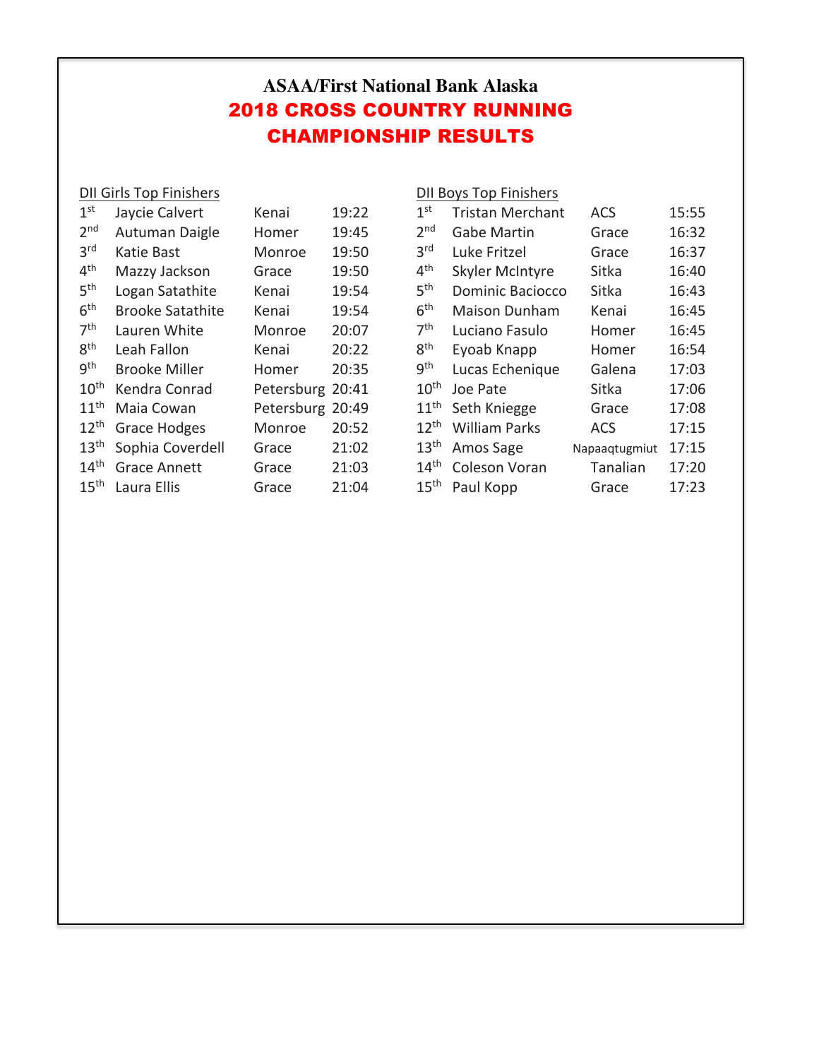# ASAA/First National Bank Alaska

## 2018 CROSS COUNTRY RUNNING CHAMPIONSHIP RESULTS

### DII Girls Top Finishers

| Place | Name | School | Time |
|---|---|---|---|
| 1st | Jaycie Calvert | Kenai | 19:22 |
| 2nd | Autuman Daigle | Homer | 19:45 |
| 3rd | Katie Bast | Monroe | 19:50 |
| 4th | Mazzy Jackson | Grace | 19:50 |
| 5th | Logan Satathite | Kenai | 19:54 |
| 6th | Brooke Satathite | Kenai | 19:54 |
| 7th | Lauren White | Monroe | 20:07 |
| 8th | Leah Fallon | Kenai | 20:22 |
| 9th | Brooke Miller | Homer | 20:35 |
| 10th | Kendra Conrad | Petersburg | 20:41 |
| 11th | Maia Cowan | Petersburg | 20:49 |
| 12th | Grace Hodges | Monroe | 20:52 |
| 13th | Sophia Coverdell | Grace | 21:02 |
| 14th | Grace Annett | Grace | 21:03 |
| 15th | Laura Ellis | Grace | 21:04 |

### DII Boys Top Finishers

| Place | Name | School | Time |
|---|---|---|---|
| 1st | Tristan Merchant | ACS | 15:55 |
| 2nd | Gabe Martin | Grace | 16:32 |
| 3rd | Luke Fritzel | Grace | 16:37 |
| 4th | Skyler McIntyre | Sitka | 16:40 |
| 5th | Dominic Baciocco | Sitka | 16:43 |
| 6th | Maison Dunham | Kenai | 16:45 |
| 7th | Luciano Fasulo | Homer | 16:45 |
| 8th | Eyoab Knapp | Homer | 16:54 |
| 9th | Lucas Echenique | Galena | 17:03 |
| 10th | Joe Pate | Sitka | 17:06 |
| 11th | Seth Kniegge | Grace | 17:08 |
| 12th | William Parks | ACS | 17:15 |
| 13th | Amos Sage | Napaaqtugmiut | 17:15 |
| 14th | Coleson Voran | Tanalian | 17:20 |
| 15th | Paul Kopp | Grace | 17:23 |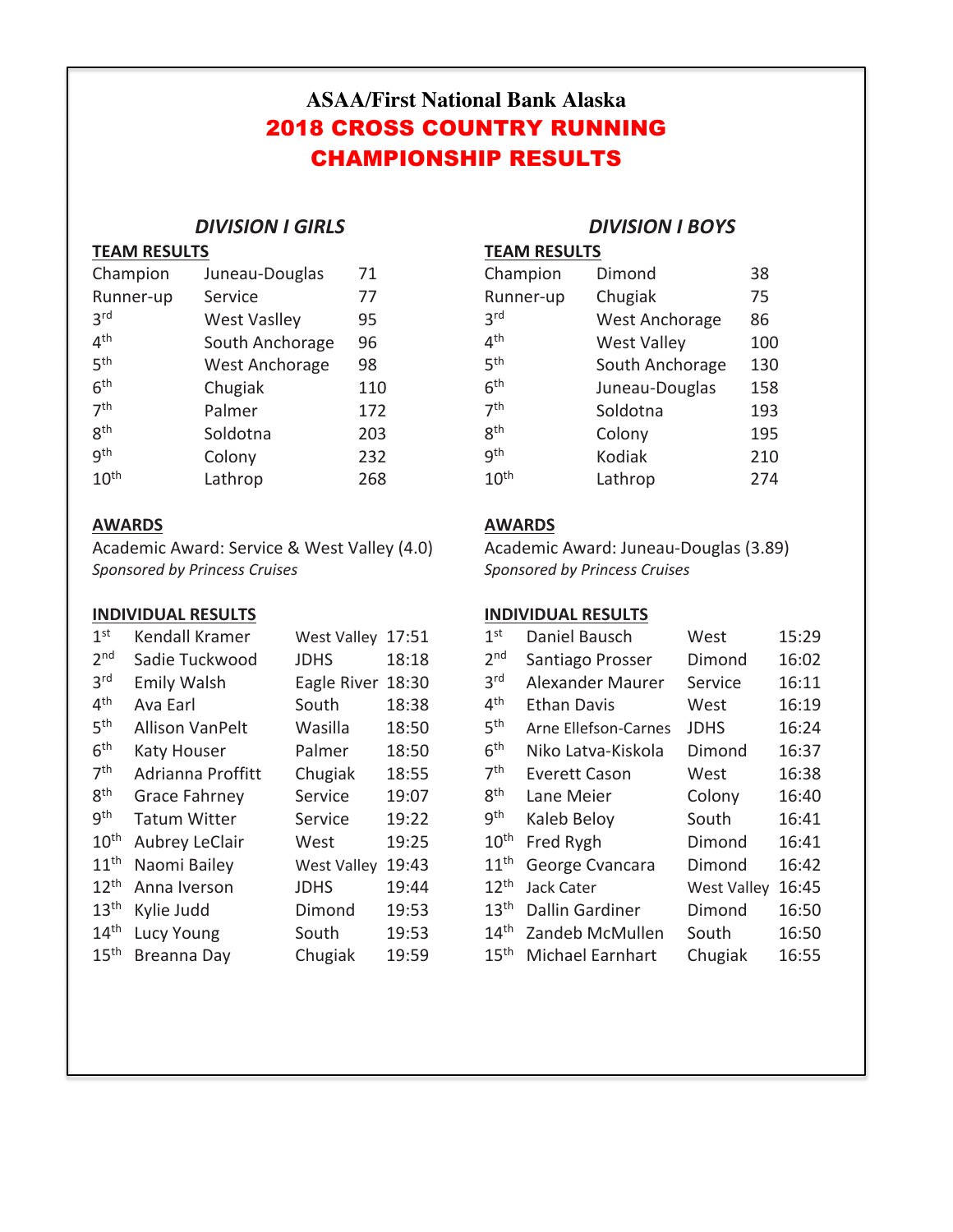# ASAA/First National Bank Alaska

# 2018 CROSS COUNTRY RUNNING CHAMPIONSHIP RESULTS

## *DIVISION I GIRLS*

**TEAM RESULTS**

| | | |
|---|---|---|
| Champion | Juneau-Douglas | 71 |
| Runner-up | Service | 77 |
| 3rd | West Vaslley | 95 |
| 4th | South Anchorage | 96 |
| 5th | West Anchorage | 98 |
| 6th | Chugiak | 110 |
| 7th | Palmer | 172 |
| 8th | Soldotna | 203 |
| 9th | Colony | 232 |
| 10th | Lathrop | 268 |

**AWARDS**

Academic Award: Service & West Valley (4.0)
*Sponsored by Princess Cruises*

**INDIVIDUAL RESULTS**

| | | | |
|---|---|---|---|
| 1st | Kendall Kramer | West Valley | 17:51 |
| 2nd | Sadie Tuckwood | JDHS | 18:18 |
| 3rd | Emily Walsh | Eagle River | 18:30 |
| 4th | Ava Earl | South | 18:38 |
| 5th | Allison VanPelt | Wasilla | 18:50 |
| 6th | Katy Houser | Palmer | 18:50 |
| 7th | Adrianna Proffitt | Chugiak | 18:55 |
| 8th | Grace Fahrney | Service | 19:07 |
| 9th | Tatum Witter | Service | 19:22 |
| 10th | Aubrey LeClair | West | 19:25 |
| 11th | Naomi Bailey | West Valley | 19:43 |
| 12th | Anna Iverson | JDHS | 19:44 |
| 13th | Kylie Judd | Dimond | 19:53 |
| 14th | Lucy Young | South | 19:53 |
| 15th | Breanna Day | Chugiak | 19:59 |

## *DIVISION I BOYS*

**TEAM RESULTS**

| | | |
|---|---|---|
| Champion | Dimond | 38 |
| Runner-up | Chugiak | 75 |
| 3rd | West Anchorage | 86 |
| 4th | West Valley | 100 |
| 5th | South Anchorage | 130 |
| 6th | Juneau-Douglas | 158 |
| 7th | Soldotna | 193 |
| 8th | Colony | 195 |
| 9th | Kodiak | 210 |
| 10th | Lathrop | 274 |

**AWARDS**

Academic Award: Juneau-Douglas (3.89)
*Sponsored by Princess Cruises*

**INDIVIDUAL RESULTS**

| | | | |
|---|---|---|---|
| 1st | Daniel Bausch | West | 15:29 |
| 2nd | Santiago Prosser | Dimond | 16:02 |
| 3rd | Alexander Maurer | Service | 16:11 |
| 4th | Ethan Davis | West | 16:19 |
| 5th | Arne Ellefson-Carnes | JDHS | 16:24 |
| 6th | Niko Latva-Kiskola | Dimond | 16:37 |
| 7th | Everett Cason | West | 16:38 |
| 8th | Lane Meier | Colony | 16:40 |
| 9th | Kaleb Beloy | South | 16:41 |
| 10th | Fred Rygh | Dimond | 16:41 |
| 11th | George Cvancara | Dimond | 16:42 |
| 12th | Jack Cater | West Valley | 16:45 |
| 13th | Dallin Gardiner | Dimond | 16:50 |
| 14th | Zandeb McMullen | South | 16:50 |
| 15th | Michael Earnhart | Chugiak | 16:55 |